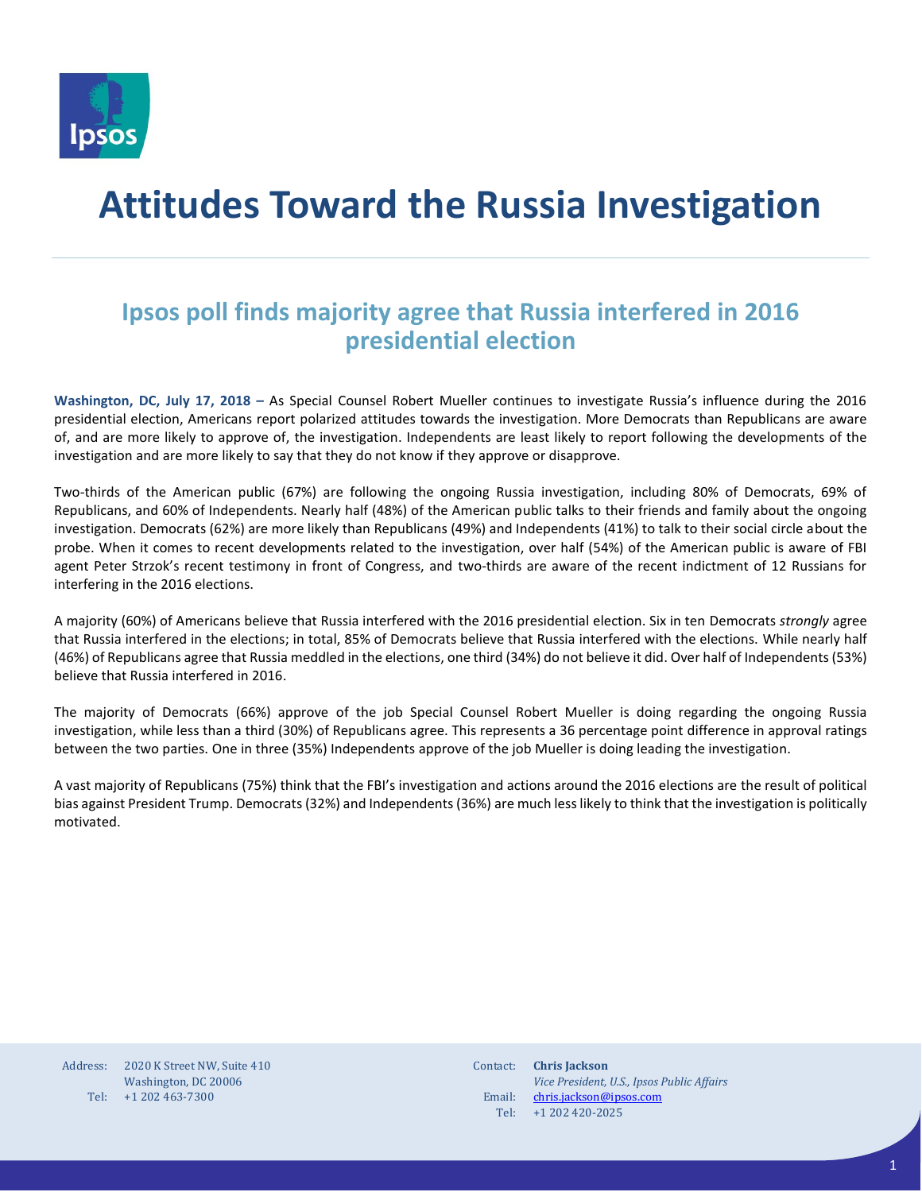# Attitudes Toward the Russia Investigation

## Ipsos poll finds majority agree that Russia interfered in 2016 presidential election

**Washington, DC, July 17, 2018 –** As Special Counsel Robert Mueller continues to investigate Russia's influence during the 2016 presidential election, Americans report polarized attitudes towards the investigation. More Democrats than Republicans are aware of, and are more likely to approve of, the investigation. Independents are least likely to report following the developments of the investigation and are more likely to say that they do not know if they approve or disapprove.

Two-thirds of the American public (67%) are following the ongoing Russia investigation, including 80% of Democrats, 69% of Republicans, and 60% of Independents. Nearly half (48%) of the American public talks to their friends and family about the ongoing investigation. Democrats (62%) are more likely than Republicans (49%) and Independents (41%) to talk to their social circle about the probe. When it comes to recent developments related to the investigation, over half (54%) of the American public is aware of FBI agent Peter Strzok's recent testimony in front of Congress, and two-thirds are aware of the recent indictment of 12 Russians for interfering in the 2016 elections.

A majority (60%) of Americans believe that Russia interfered with the 2016 presidential election. Six in ten Democrats *strongly* agree that Russia interfered in the elections; in total, 85% of Democrats believe that Russia interfered with the elections. While nearly half (46%) of Republicans agree that Russia meddled in the elections, one third (34%) do not believe it did. Over half of Independents (53%) believe that Russia interfered in 2016.

The majority of Democrats (66%) approve of the job Special Counsel Robert Mueller is doing regarding the ongoing Russia investigation, while less than a third (30%) of Republicans agree. This represents a 36 percentage point difference in approval ratings between the two parties. One in three (35%) Independents approve of the job Mueller is doing leading the investigation.

A vast majority of Republicans (75%) think that the FBI's investigation and actions around the 2016 elections are the result of political bias against President Trump. Democrats (32%) and Independents (36%) are much less likely to think that the investigation is politically motivated.

Address: 2020 K Street NW, Suite 410
Washington, DC 20006
Tel: +1 202 463-7300

Contact: **Chris Jackson**
*Vice President, U.S., Ipsos Public Affairs*
Email: chris.jackson@ipsos.com
Tel: +1 202 420-2025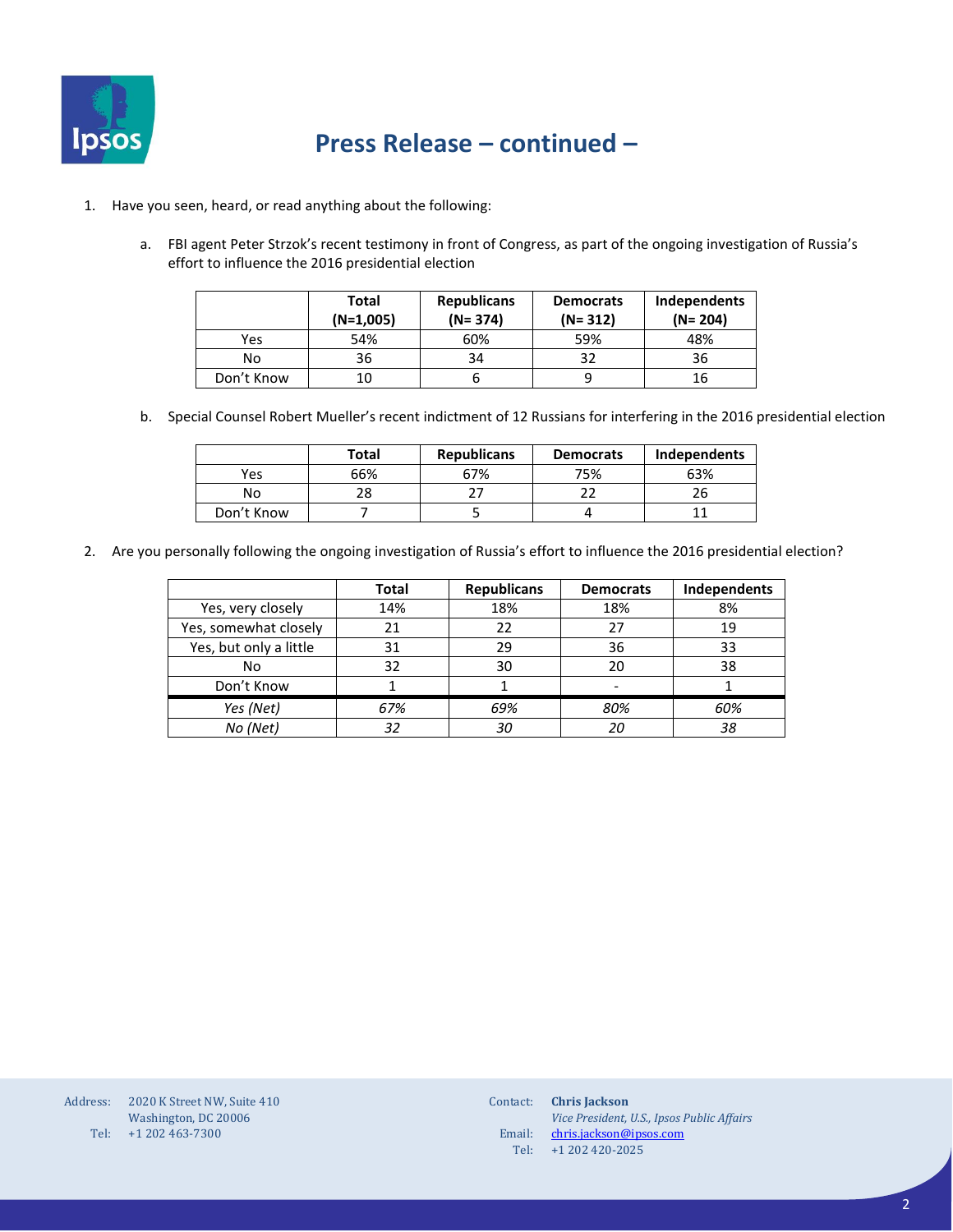# Press Release – continued –

1. Have you seen, heard, or read anything about the following:

   a. FBI agent Peter Strzok's recent testimony in front of Congress, as part of the ongoing investigation of Russia's effort to influence the 2016 presidential election

| | Total (N=1,005) | Republicans (N= 374) | Democrats (N= 312) | Independents (N= 204) |
|---|---|---|---|---|
| Yes | 54% | 60% | 59% | 48% |
| No | 36 | 34 | 32 | 36 |
| Don't Know | 10 | 6 | 9 | 16 |

   b. Special Counsel Robert Mueller's recent indictment of 12 Russians for interfering in the 2016 presidential election

| | Total | Republicans | Democrats | Independents |
|---|---|---|---|---|
| Yes | 66% | 67% | 75% | 63% |
| No | 28 | 27 | 22 | 26 |
| Don't Know | 7 | 5 | 4 | 11 |

2. Are you personally following the ongoing investigation of Russia's effort to influence the 2016 presidential election?

| | Total | Republicans | Democrats | Independents |
|---|---|---|---|---|
| Yes, very closely | 14% | 18% | 18% | 8% |
| Yes, somewhat closely | 21 | 22 | 27 | 19 |
| Yes, but only a little | 31 | 29 | 36 | 33 |
| No | 32 | 30 | 20 | 38 |
| Don't Know | 1 | 1 | - | 1 |
| *Yes (Net)* | *67%* | *69%* | *80%* | *60%* |
| *No (Net)* | *32* | *30* | *20* | *38* |

Address: 2020 K Street NW, Suite 410
Washington, DC 20006
Tel: +1 202 463-7300

Contact: **Chris Jackson**
*Vice President, U.S., Ipsos Public Affairs*
Email: chris.jackson@ipsos.com
Tel: +1 202 420-2025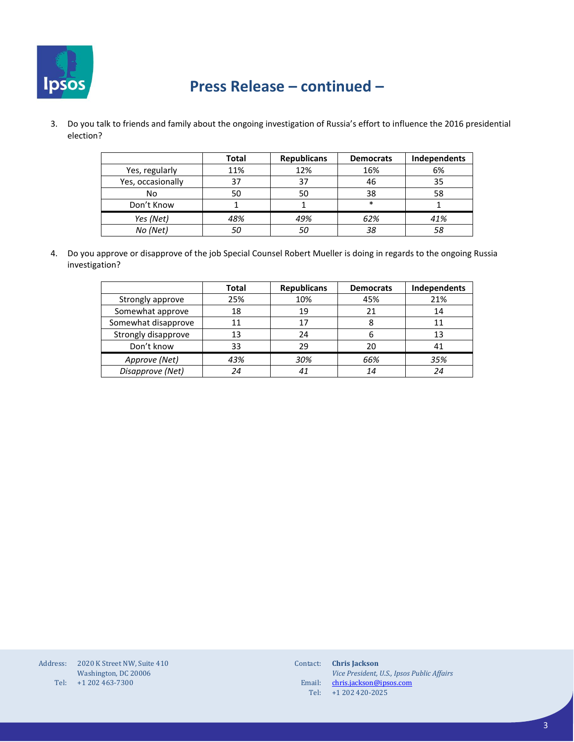## Press Release – continued –

3. Do you talk to friends and family about the ongoing investigation of Russia's effort to influence the 2016 presidential election?

| | Total | Republicans | Democrats | Independents |
|---|---|---|---|---|
| Yes, regularly | 11% | 12% | 16% | 6% |
| Yes, occasionally | 37 | 37 | 46 | 35 |
| No | 50 | 50 | 38 | 58 |
| Don't Know | 1 | 1 | * | 1 |
| *Yes (Net)* | *48%* | *49%* | *62%* | *41%* |
| *No (Net)* | *50* | *50* | *38* | *58* |

4. Do you approve or disapprove of the job Special Counsel Robert Mueller is doing in regards to the ongoing Russia investigation?

| | Total | Republicans | Democrats | Independents |
|---|---|---|---|---|
| Strongly approve | 25% | 10% | 45% | 21% |
| Somewhat approve | 18 | 19 | 21 | 14 |
| Somewhat disapprove | 11 | 17 | 8 | 11 |
| Strongly disapprove | 13 | 24 | 6 | 13 |
| Don't know | 33 | 29 | 20 | 41 |
| *Approve (Net)* | *43%* | *30%* | *66%* | *35%* |
| *Disapprove (Net)* | *24* | *41* | *14* | *24* |

Address: 2020 K Street NW, Suite 410
Washington, DC 20006
Tel: +1 202 463-7300

Contact: **Chris Jackson**
*Vice President, U.S., Ipsos Public Affairs*
Email: chris.jackson@ipsos.com
Tel: +1 202 420-2025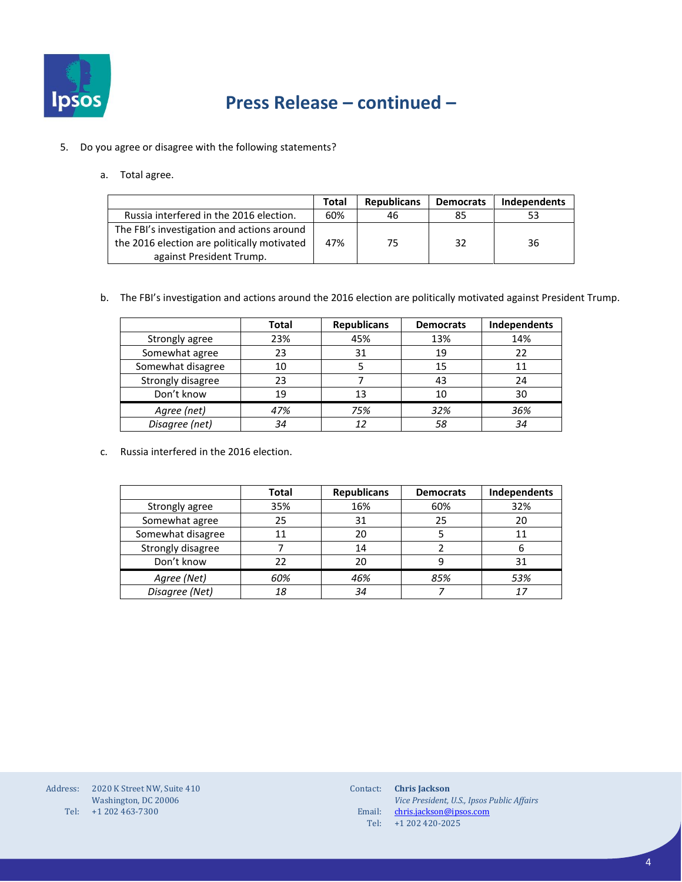# Press Release – continued –

5. Do you agree or disagree with the following statements?

   a. Total agree.

| | Total | Republicans | Democrats | Independents |
|---|---|---|---|---|
| Russia interfered in the 2016 election. | 60% | 46 | 85 | 53 |
| The FBI's investigation and actions around the 2016 election are politically motivated against President Trump. | 47% | 75 | 32 | 36 |

   b. The FBI's investigation and actions around the 2016 election are politically motivated against President Trump.

| | Total | Republicans | Democrats | Independents |
|---|---|---|---|---|
| Strongly agree | 23% | 45% | 13% | 14% |
| Somewhat agree | 23 | 31 | 19 | 22 |
| Somewhat disagree | 10 | 5 | 15 | 11 |
| Strongly disagree | 23 | 7 | 43 | 24 |
| Don't know | 19 | 13 | 10 | 30 |
| *Agree (net)* | *47%* | *75%* | *32%* | *36%* |
| *Disagree (net)* | *34* | *12* | *58* | *34* |

   c. Russia interfered in the 2016 election.

| | Total | Republicans | Democrats | Independents |
|---|---|---|---|---|
| Strongly agree | 35% | 16% | 60% | 32% |
| Somewhat agree | 25 | 31 | 25 | 20 |
| Somewhat disagree | 11 | 20 | 5 | 11 |
| Strongly disagree | 7 | 14 | 2 | 6 |
| Don't know | 22 | 20 | 9 | 31 |
| *Agree (Net)* | *60%* | *46%* | *85%* | *53%* |
| *Disagree (Net)* | *18* | *34* | *7* | *17* |

Address: 2020 K Street NW, Suite 410
Washington, DC 20006
Tel: +1 202 463-7300

Contact: **Chris Jackson**
*Vice President, U.S., Ipsos Public Affairs*
Email: chris.jackson@ipsos.com
Tel: +1 202 420-2025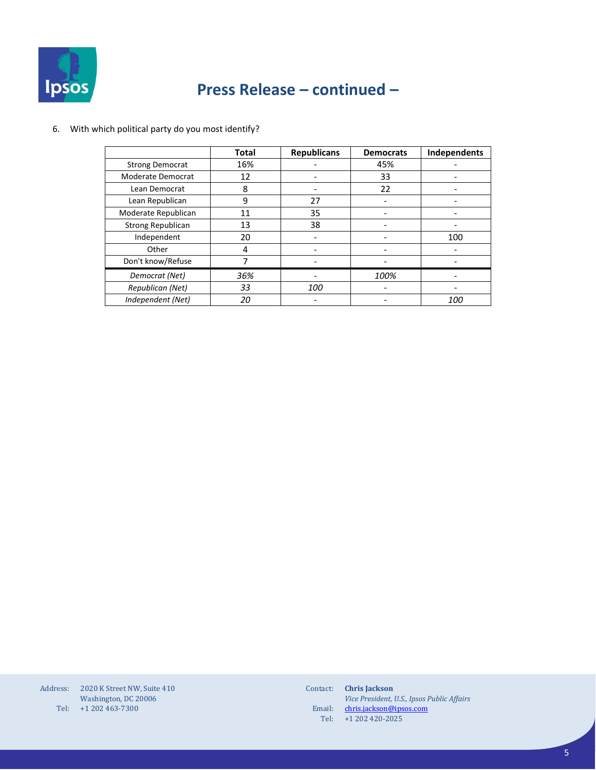## Press Release – continued –

6. With which political party do you most identify?

| | Total | Republicans | Democrats | Independents |
|---|---|---|---|---|
| Strong Democrat | 16% | - | 45% | - |
| Moderate Democrat | 12 | - | 33 | - |
| Lean Democrat | 8 | - | 22 | - |
| Lean Republican | 9 | 27 | - | - |
| Moderate Republican | 11 | 35 | - | - |
| Strong Republican | 13 | 38 | - | - |
| Independent | 20 | - | - | 100 |
| Other | 4 | - | - | - |
| Don't know/Refuse | 7 | - | - | - |
| *Democrat (Net)* | *36%* | - | *100%* | - |
| *Republican (Net)* | *33* | *100* | - | - |
| *Independent (Net)* | *20* | - | - | *100* |

Address: 2020 K Street NW, Suite 410
Washington, DC 20006
Tel: +1 202 463-7300

Contact: **Chris Jackson**
*Vice President, U.S., Ipsos Public Affairs*
Email: chris.jackson@ipsos.com
Tel: +1 202 420-2025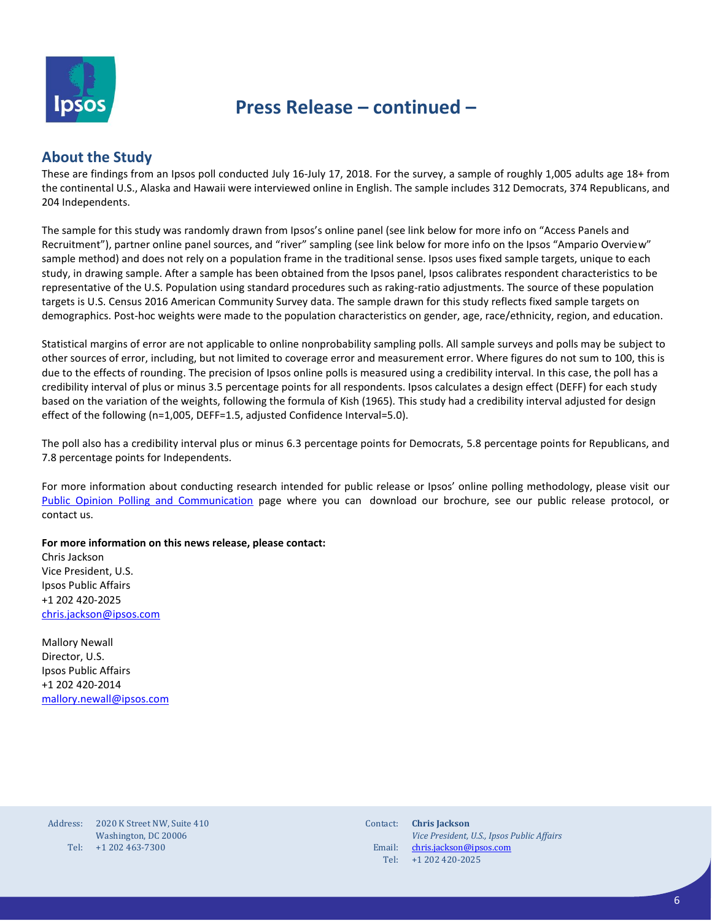# Press Release – continued –

## About the Study

These are findings from an Ipsos poll conducted July 16-July 17, 2018. For the survey, a sample of roughly 1,005 adults age 18+ from the continental U.S., Alaska and Hawaii were interviewed online in English. The sample includes 312 Democrats, 374 Republicans, and 204 Independents.

The sample for this study was randomly drawn from Ipsos's online panel (see link below for more info on "Access Panels and Recruitment"), partner online panel sources, and "river" sampling (see link below for more info on the Ipsos "Ampario Overview" sample method) and does not rely on a population frame in the traditional sense. Ipsos uses fixed sample targets, unique to each study, in drawing sample. After a sample has been obtained from the Ipsos panel, Ipsos calibrates respondent characteristics to be representative of the U.S. Population using standard procedures such as raking-ratio adjustments. The source of these population targets is U.S. Census 2016 American Community Survey data. The sample drawn for this study reflects fixed sample targets on demographics. Post-hoc weights were made to the population characteristics on gender, age, race/ethnicity, region, and education.

Statistical margins of error are not applicable to online nonprobability sampling polls. All sample surveys and polls may be subject to other sources of error, including, but not limited to coverage error and measurement error. Where figures do not sum to 100, this is due to the effects of rounding. The precision of Ipsos online polls is measured using a credibility interval. In this case, the poll has a credibility interval of plus or minus 3.5 percentage points for all respondents. Ipsos calculates a design effect (DEFF) for each study based on the variation of the weights, following the formula of Kish (1965). This study had a credibility interval adjusted for design effect of the following (n=1,005, DEFF=1.5, adjusted Confidence Interval=5.0).

The poll also has a credibility interval plus or minus 6.3 percentage points for Democrats, 5.8 percentage points for Republicans, and 7.8 percentage points for Independents.

For more information about conducting research intended for public release or Ipsos' online polling methodology, please visit our [Public Opinion Polling and Communication](#) page where you can download our brochure, see our public release protocol, or contact us.

**For more information on this news release, please contact:**

Chris Jackson
Vice President, U.S.
Ipsos Public Affairs
+1 202 420-2025
chris.jackson@ipsos.com

Mallory Newall
Director, U.S.
Ipsos Public Affairs
+1 202 420-2014
mallory.newall@ipsos.com

Address: 2020 K Street NW, Suite 410
Washington, DC 20006
Tel: +1 202 463-7300

Contact: **Chris Jackson**
*Vice President, U.S., Ipsos Public Affairs*
Email: chris.jackson@ipsos.com
Tel: +1 202 420-2025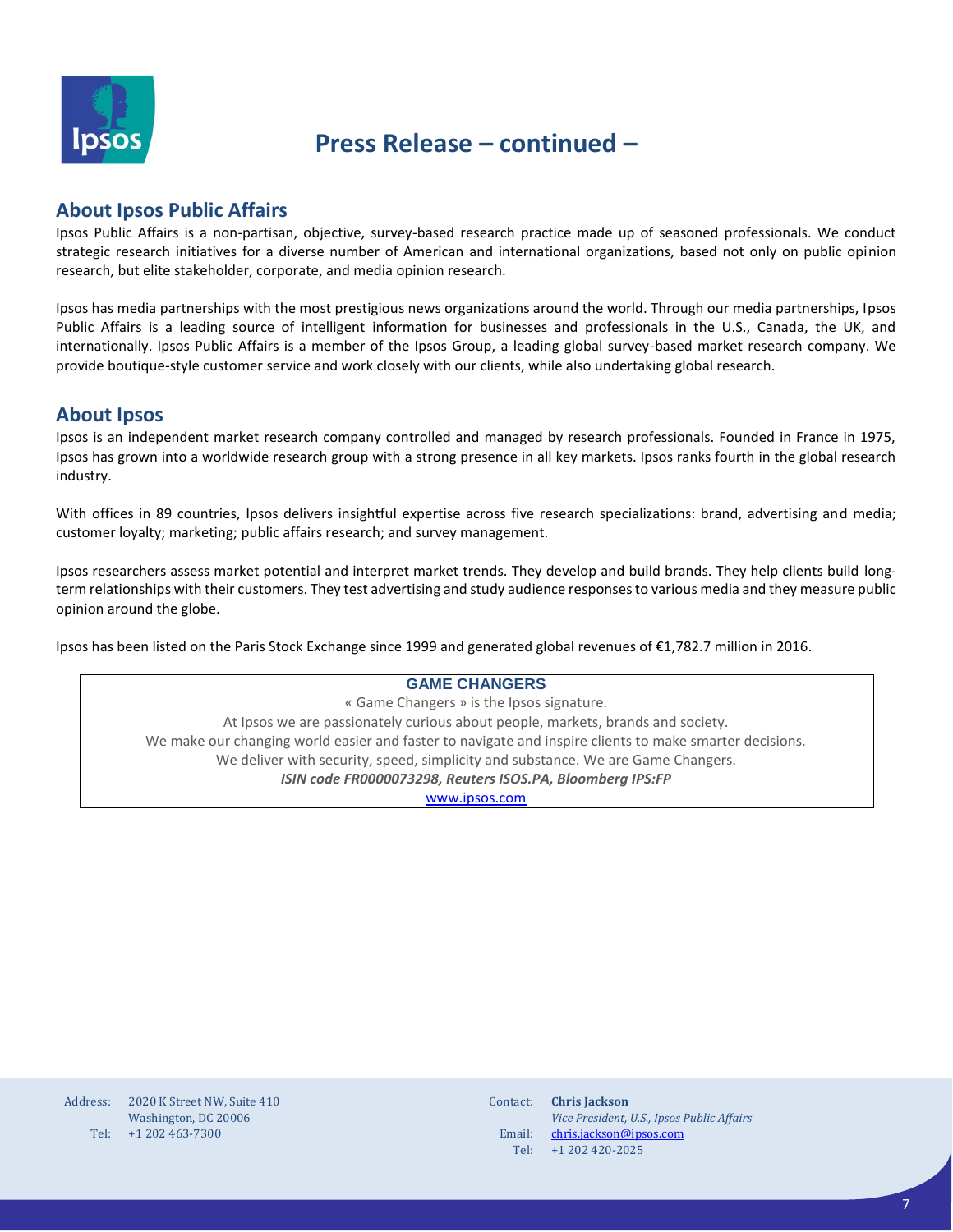# Press Release – continued –

## About Ipsos Public Affairs

Ipsos Public Affairs is a non-partisan, objective, survey-based research practice made up of seasoned professionals. We conduct strategic research initiatives for a diverse number of American and international organizations, based not only on public opinion research, but elite stakeholder, corporate, and media opinion research.

Ipsos has media partnerships with the most prestigious news organizations around the world. Through our media partnerships, Ipsos Public Affairs is a leading source of intelligent information for businesses and professionals in the U.S., Canada, the UK, and internationally. Ipsos Public Affairs is a member of the Ipsos Group, a leading global survey-based market research company. We provide boutique-style customer service and work closely with our clients, while also undertaking global research.

## About Ipsos

Ipsos is an independent market research company controlled and managed by research professionals. Founded in France in 1975, Ipsos has grown into a worldwide research group with a strong presence in all key markets. Ipsos ranks fourth in the global research industry.

With offices in 89 countries, Ipsos delivers insightful expertise across five research specializations: brand, advertising and media; customer loyalty; marketing; public affairs research; and survey management.

Ipsos researchers assess market potential and interpret market trends. They develop and build brands. They help clients build long-term relationships with their customers. They test advertising and study audience responses to various media and they measure public opinion around the globe.

Ipsos has been listed on the Paris Stock Exchange since 1999 and generated global revenues of €1,782.7 million in 2016.

**GAME CHANGERS**

« Game Changers » is the Ipsos signature.
At Ipsos we are passionately curious about people, markets, brands and society.
We make our changing world easier and faster to navigate and inspire clients to make smarter decisions.
We deliver with security, speed, simplicity and substance. We are Game Changers.
***ISIN code FR0000073298, Reuters ISOS.PA, Bloomberg IPS:FP***
www.ipsos.com

Address: 2020 K Street NW, Suite 410
Washington, DC 20006
Tel: +1 202 463-7300

Contact: **Chris Jackson**
*Vice President, U.S., Ipsos Public Affairs*
Email: chris.jackson@ipsos.com
Tel: +1 202 420-2025